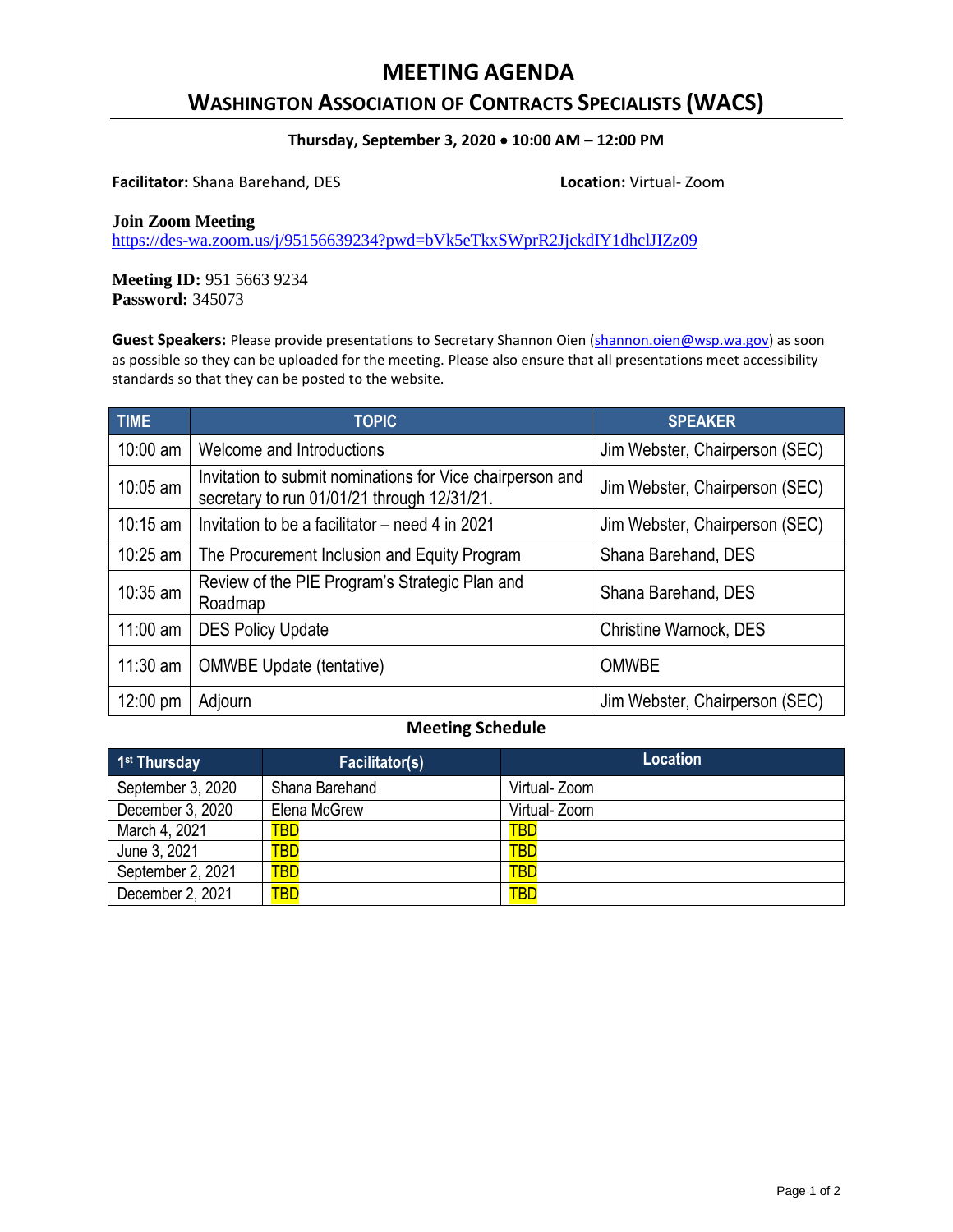# MEETING AGENDA

## WASHINGTON ASSOCIATION OF CONTRACTS SPECIALISTS (WACS)

**Thursday, September 3, 2020 • 10:00 AM – 12:00 PM**

**Facilitator:** Shana Barehand, DES

**Location:** Virtual- Zoom

**Join Zoom Meeting**
https://des-wa.zoom.us/j/95156639234?pwd=bVk5eTkxSWprR2JjckdIY1dhclJIZz09

**Meeting ID:** 951 5663 9234
**Password:** 345073

**Guest Speakers:** Please provide presentations to Secretary Shannon Oien (shannon.oien@wsp.wa.gov) as soon as possible so they can be uploaded for the meeting. Please also ensure that all presentations meet accessibility standards so that they can be posted to the website.

| TIME | TOPIC | SPEAKER |
|---|---|---|
| 10:00 am | Welcome and Introductions | Jim Webster, Chairperson (SEC) |
| 10:05 am | Invitation to submit nominations for Vice chairperson and secretary to run 01/01/21 through 12/31/21. | Jim Webster, Chairperson (SEC) |
| 10:15 am | Invitation to be a facilitator – need 4 in 2021 | Jim Webster, Chairperson (SEC) |
| 10:25 am | The Procurement Inclusion and Equity Program | Shana Barehand, DES |
| 10:35 am | Review of the PIE Program's Strategic Plan and Roadmap | Shana Barehand, DES |
| 11:00 am | DES Policy Update | Christine Warnock, DES |
| 11:30 am | OMWBE Update (tentative) | OMWBE |
| 12:00 pm | Adjourn | Jim Webster, Chairperson (SEC) |

**Meeting Schedule**

| 1st Thursday | Facilitator(s) | Location |
|---|---|---|
| September 3, 2020 | Shana Barehand | Virtual- Zoom |
| December 3, 2020 | Elena McGrew | Virtual- Zoom |
| March 4, 2021 | TBD | TBD |
| June 3, 2021 | TBD | TBD |
| September 2, 2021 | TBD | TBD |
| December 2, 2021 | TBD | TBD |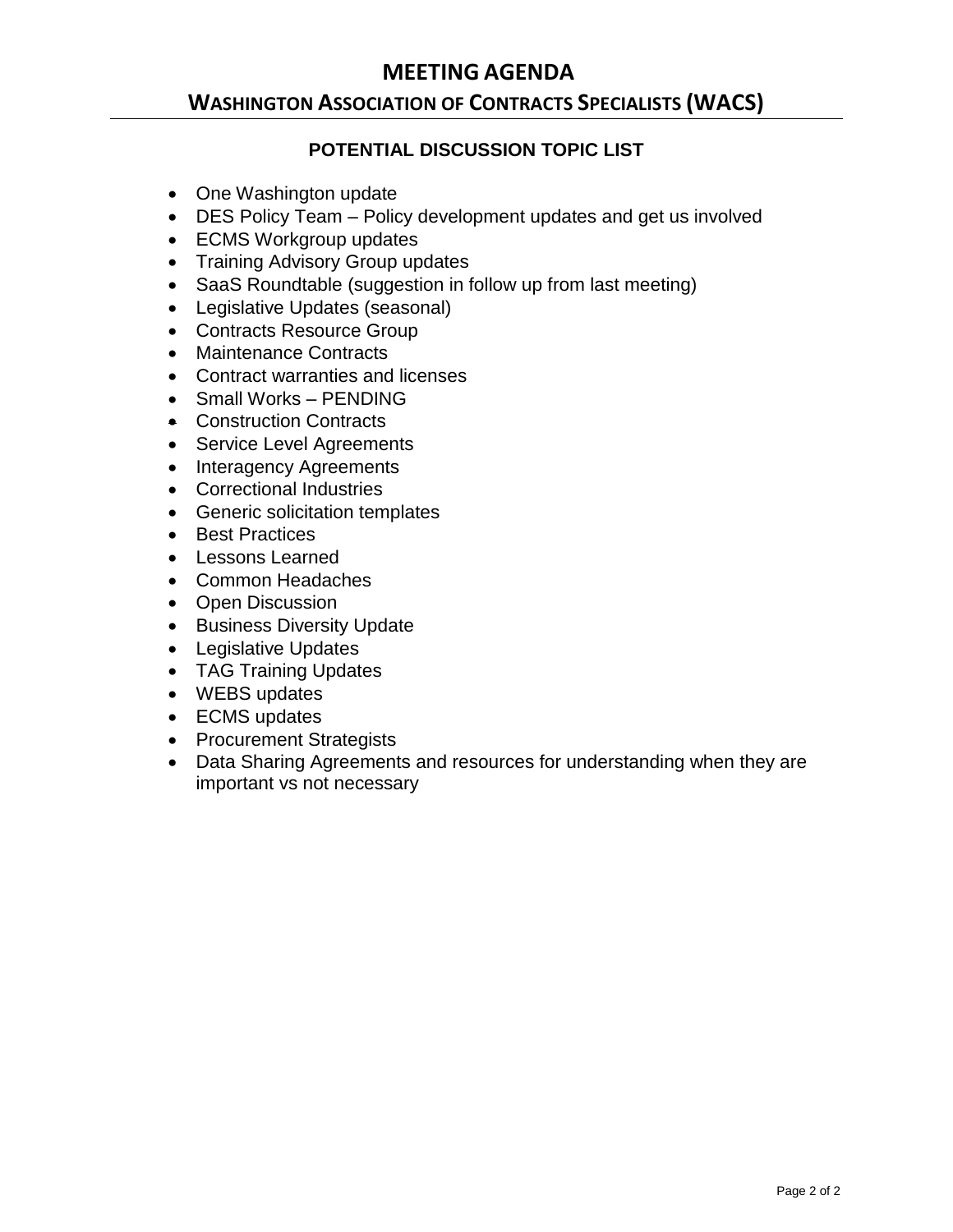# MEETING AGENDA

## WASHINGTON ASSOCIATION OF CONTRACTS SPECIALISTS (WACS)

### POTENTIAL DISCUSSION TOPIC LIST

- One Washington update
- DES Policy Team – Policy development updates and get us involved
- ECMS Workgroup updates
- Training Advisory Group updates
- SaaS Roundtable (suggestion in follow up from last meeting)
- Legislative Updates (seasonal)
- Contracts Resource Group
- Maintenance Contracts
- Contract warranties and licenses
- Small Works – PENDING
- Construction Contracts
- Service Level Agreements
- Interagency Agreements
- Correctional Industries
- Generic solicitation templates
- Best Practices
- Lessons Learned
- Common Headaches
- Open Discussion
- Business Diversity Update
- Legislative Updates
- TAG Training Updates
- WEBS updates
- ECMS updates
- Procurement Strategists
- Data Sharing Agreements and resources for understanding when they are important vs not necessary